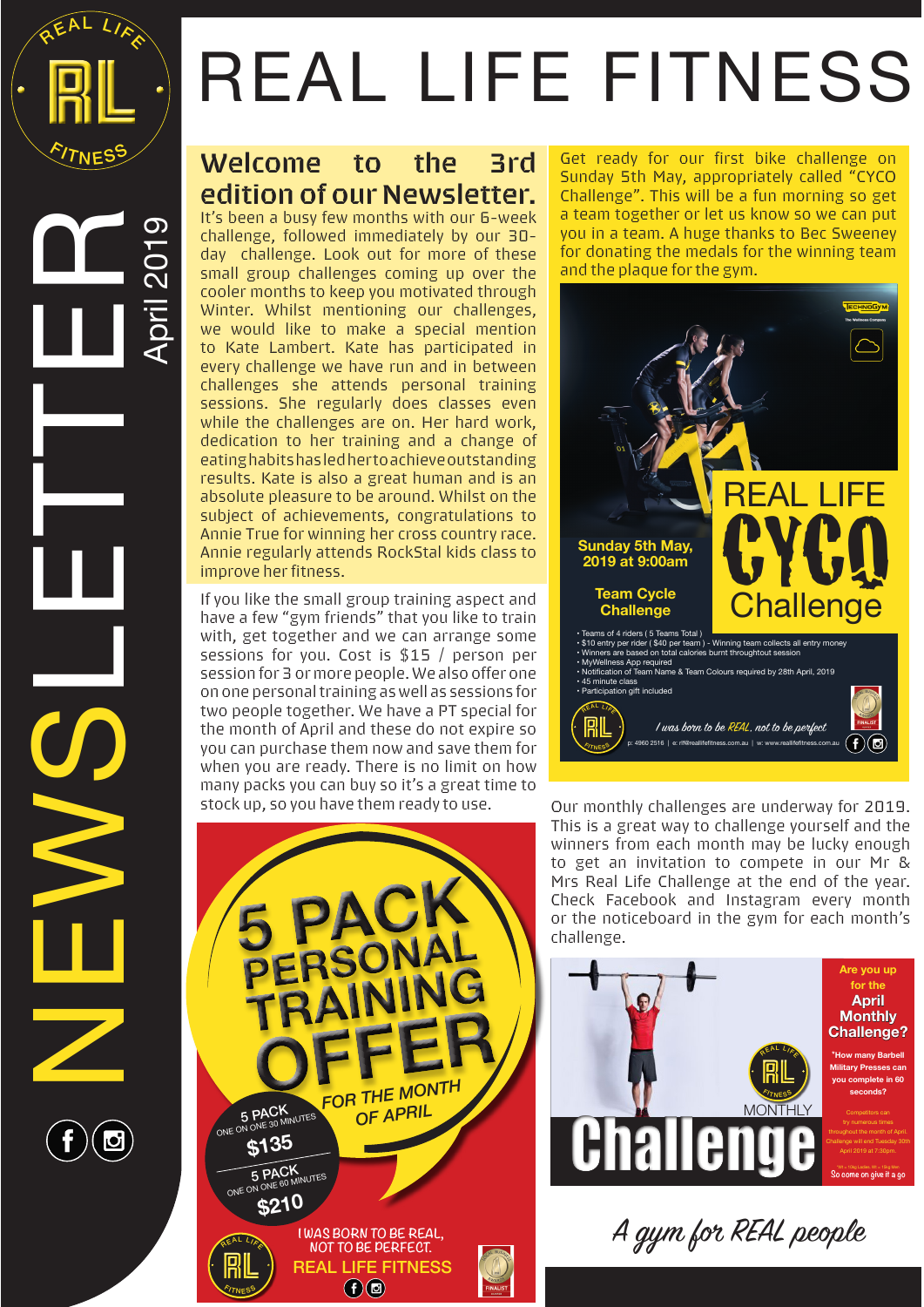# REAL LIFE FITNESS

NEWSLETTER April 2019

## Welcome to the 3rd edition of our Newsletter.

It's been a busy few months with our 6-week challenge, followed immediately by our 30-day challenge. Look out for more of these small group challenges coming up over the cooler months to keep you motivated through Winter. Whilst mentioning our challenges, we would like to make a special mention to Kate Lambert. Kate has participated in every challenge we have run and in between challenges she attends personal training sessions. She regularly does classes even while the challenges are on. Her hard work, dedication to her training and a change of eating habits has led her to achieve outstanding results. Kate is also a great human and is an absolute pleasure to be around. Whilst on the subject of achievements, congratulations to Annie True for winning her cross country race. Annie regularly attends RockStal kids class to improve her fitness.

If you like the small group training aspect and have a few "gym friends" that you like to train with, get together and we can arrange some sessions for you. Cost is $15 / person per session for 3 or more people. We also offer one on one personal training as well as sessions for two people together. We have a PT special for the month of April and these do not expire so you can purchase them now and save them for when you are ready. There is no limit on how many packs you can buy so it's a great time to stock up, so you have them ready to use.

**5 PACK PERSONAL TRAINING OFFER**

FOR THE MONTH OF APRIL

5 PACK ONE ON ONE 30 MINUTES **$135**

5 PACK ONE ON ONE 60 MINUTES **$210**

I WAS BORN TO BE REAL, NOT TO BE PERFECT.

REAL LIFE FITNESS

Get ready for our first bike challenge on Sunday 5th May, appropriately called "CYCO Challenge". This will be a fun morning so get a team together or let us know so we can put you in a team. A huge thanks to Bec Sweeney for donating the medals for the winning team and the plaque for the gym.

**REAL LIFE CYCO Challenge**

**Sunday 5th May, 2019 at 9:00am**

**Team Cycle Challenge**

- Teams of 4 riders ( 5 Teams Total )
- $10 entry per rider ( $40 per team ) - Winning team collects all entry money
- Winners are based on total calories burnt throughtout session
- MyWellness App required
- Notification of Team Name & Team Colours required by 28th April, 2019
- 45 minute class
- Participation gift included

*I was born to be REAL, not to be perfect*

p: 4960 2516 | e: rlf@reallifefitness.com.au | w: www.reallifefitness.com.au

Our monthly challenges are underway for 2019. This is a great way to challenge yourself and the winners from each month may be lucky enough to get an invitation to compete in our Mr & Mrs Real Life Challenge at the end of the year. Check Facebook and Instagram every month or the noticeboard in the gym for each month's challenge.

**MONTHLY Challenge**

**Are you up for the April Monthly Challenge?**

*How many Barbell Military Presses can you complete in 60 seconds?

Competitors can try numerous times throughout the month of April. Challenge will end Tuesday 30th April 2019 at 7:30pm.

So come on give it a go

*A gym for REAL people*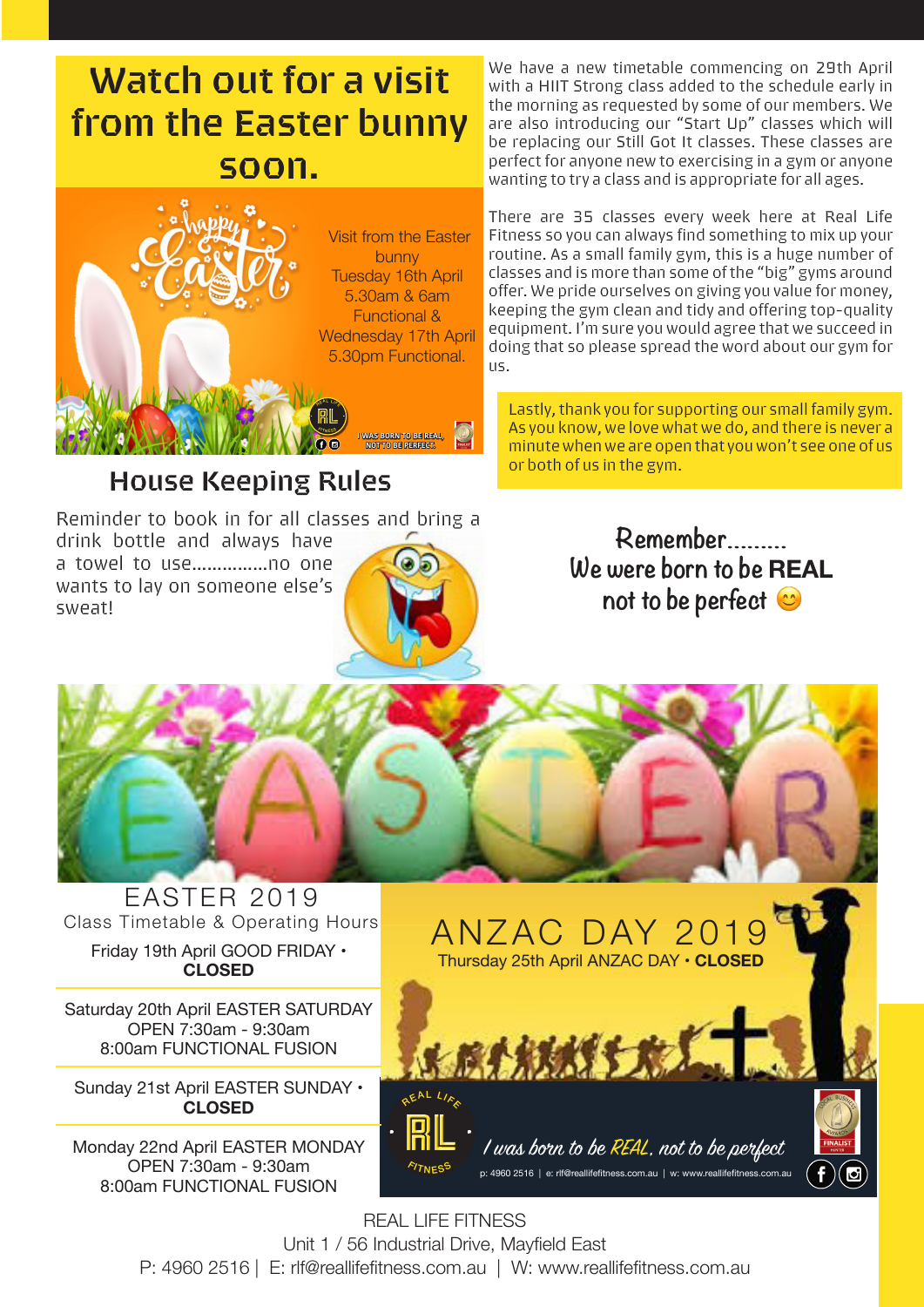# Watch out for a visit from the Easter bunny soon.

Visit from the Easter bunny
Tuesday 16th April
5.30am & 6am
Functional &
Wednesday 17th April
5.30pm Functional.

## House Keeping Rules

Reminder to book in for all classes and bring a drink bottle and always have a towel to use...............no one wants to lay on someone else's sweat!

We have a new timetable commencing on 29th April with a HIIT Strong class added to the schedule early in the morning as requested by some of our members. We are also introducing our "Start Up" classes which will be replacing our Still Got It classes. These classes are perfect for anyone new to exercising in a gym or anyone wanting to try a class and is appropriate for all ages.

There are 35 classes every week here at Real Life Fitness so you can always find something to mix up your routine. As a small family gym, this is a huge number of classes and is more than some of the "big" gyms around offer. We pride ourselves on giving you value for money, keeping the gym clean and tidy and offering top-quality equipment. I'm sure you would agree that we succeed in doing that so please spread the word about our gym for us.

Lastly, thank you for supporting our small family gym. As you know, we love what we do, and there is never a minute when we are open that you won't see one of us or both of us in the gym.

Remember.........
We were born to be **REAL**
not to be perfect 😊

## EASTER 2019

Class Timetable & Operating Hours

Friday 19th April GOOD FRIDAY • **CLOSED**

Saturday 20th April EASTER SATURDAY
OPEN 7:30am - 9:30am
8:00am FUNCTIONAL FUSION

Sunday 21st April EASTER SUNDAY • **CLOSED**

Monday 22nd April EASTER MONDAY
OPEN 7:30am - 9:30am
8:00am FUNCTIONAL FUSION

## ANZAC DAY 2019

Thursday 25th April ANZAC DAY • **CLOSED**

*I was born to be REAL, not to be perfect*

p: 4960 2516 | e: rlf@reallifefitness.com.au | w: www.reallifefitness.com.au

REAL LIFE FITNESS
Unit 1 / 56 Industrial Drive, Mayfield East
P: 4960 2516 | E: rlf@reallifefitness.com.au | W: www.reallifefitness.com.au